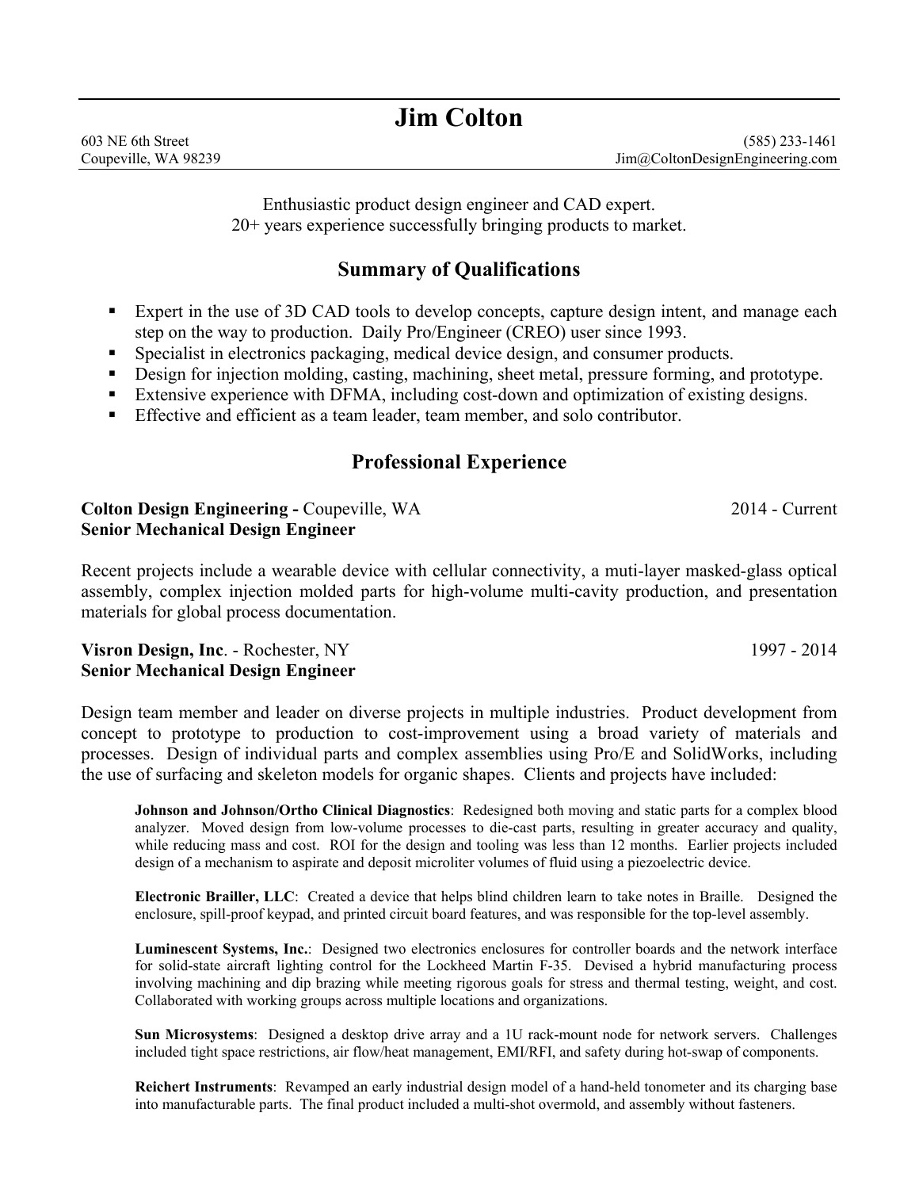# Jim Colton

603 NE 6th Street
Coupeville, WA 98239

(585) 233-1461
Jim@ColtonDesignEngineering.com

Enthusiastic product design engineer and CAD expert.
20+ years experience successfully bringing products to market.

## Summary of Qualifications

- Expert in the use of 3D CAD tools to develop concepts, capture design intent, and manage each step on the way to production. Daily Pro/Engineer (CREO) user since 1993.
- Specialist in electronics packaging, medical device design, and consumer products.
- Design for injection molding, casting, machining, sheet metal, pressure forming, and prototype.
- Extensive experience with DFMA, including cost-down and optimization of existing designs.
- Effective and efficient as a team leader, team member, and solo contributor.

## Professional Experience

**Colton Design Engineering -** Coupeville, WA — 2014 - Current
**Senior Mechanical Design Engineer**

Recent projects include a wearable device with cellular connectivity, a muti-layer masked-glass optical assembly, complex injection molded parts for high-volume multi-cavity production, and presentation materials for global process documentation.

**Visron Design, Inc**. - Rochester, NY — 1997 - 2014
**Senior Mechanical Design Engineer**

Design team member and leader on diverse projects in multiple industries. Product development from concept to prototype to production to cost-improvement using a broad variety of materials and processes. Design of individual parts and complex assemblies using Pro/E and SolidWorks, including the use of surfacing and skeleton models for organic shapes. Clients and projects have included:

**Johnson and Johnson/Ortho Clinical Diagnostics**: Redesigned both moving and static parts for a complex blood analyzer. Moved design from low-volume processes to die-cast parts, resulting in greater accuracy and quality, while reducing mass and cost. ROI for the design and tooling was less than 12 months. Earlier projects included design of a mechanism to aspirate and deposit microliter volumes of fluid using a piezoelectric device.

**Electronic Brailler, LLC**: Created a device that helps blind children learn to take notes in Braille. Designed the enclosure, spill-proof keypad, and printed circuit board features, and was responsible for the top-level assembly.

**Luminescent Systems, Inc.**: Designed two electronics enclosures for controller boards and the network interface for solid-state aircraft lighting control for the Lockheed Martin F-35. Devised a hybrid manufacturing process involving machining and dip brazing while meeting rigorous goals for stress and thermal testing, weight, and cost. Collaborated with working groups across multiple locations and organizations.

**Sun Microsystems**: Designed a desktop drive array and a 1U rack-mount node for network servers. Challenges included tight space restrictions, air flow/heat management, EMI/RFI, and safety during hot-swap of components.

**Reichert Instruments**: Revamped an early industrial design model of a hand-held tonometer and its charging base into manufacturable parts. The final product included a multi-shot overmold, and assembly without fasteners.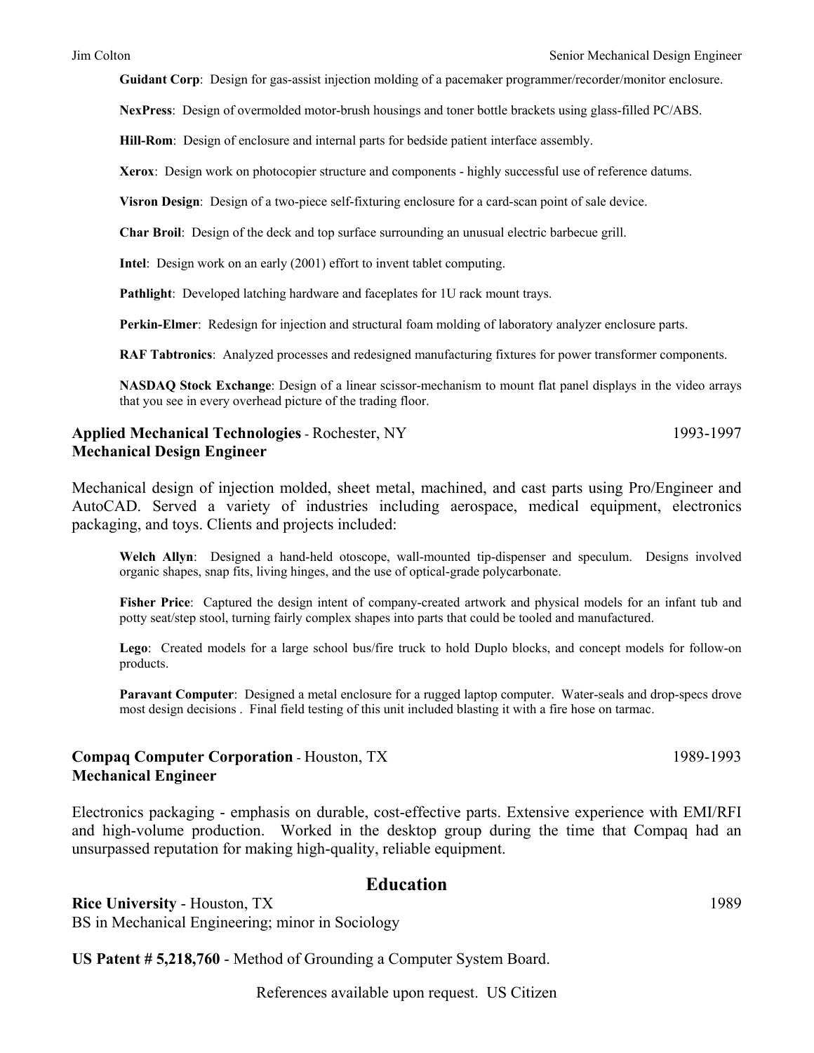**Guidant Corp**: Design for gas-assist injection molding of a pacemaker programmer/recorder/monitor enclosure.

**NexPress**: Design of overmolded motor-brush housings and toner bottle brackets using glass-filled PC/ABS.

**Hill-Rom**: Design of enclosure and internal parts for bedside patient interface assembly.

**Xerox**: Design work on photocopier structure and components - highly successful use of reference datums.

**Visron Design**: Design of a two-piece self-fixturing enclosure for a card-scan point of sale device.

**Char Broil**: Design of the deck and top surface surrounding an unusual electric barbecue grill.

**Intel**: Design work on an early (2001) effort to invent tablet computing.

**Pathlight**: Developed latching hardware and faceplates for 1U rack mount trays.

**Perkin-Elmer**: Redesign for injection and structural foam molding of laboratory analyzer enclosure parts.

**RAF Tabtronics**: Analyzed processes and redesigned manufacturing fixtures for power transformer components.

**NASDAQ Stock Exchange**: Design of a linear scissor-mechanism to mount flat panel displays in the video arrays that you see in every overhead picture of the trading floor.

**Applied Mechanical Technologies** - Rochester, NY 1993-1997
**Mechanical Design Engineer**

Mechanical design of injection molded, sheet metal, machined, and cast parts using Pro/Engineer and AutoCAD. Served a variety of industries including aerospace, medical equipment, electronics packaging, and toys. Clients and projects included:

**Welch Allyn**: Designed a hand-held otoscope, wall-mounted tip-dispenser and speculum. Designs involved organic shapes, snap fits, living hinges, and the use of optical-grade polycarbonate.

**Fisher Price**: Captured the design intent of company-created artwork and physical models for an infant tub and potty seat/step stool, turning fairly complex shapes into parts that could be tooled and manufactured.

**Lego**: Created models for a large school bus/fire truck to hold Duplo blocks, and concept models for follow-on products.

**Paravant Computer**: Designed a metal enclosure for a rugged laptop computer. Water-seals and drop-specs drove most design decisions . Final field testing of this unit included blasting it with a fire hose on tarmac.

**Compaq Computer Corporation** - Houston, TX 1989-1993
**Mechanical Engineer**

Electronics packaging - emphasis on durable, cost-effective parts. Extensive experience with EMI/RFI and high-volume production. Worked in the desktop group during the time that Compaq had an unsurpassed reputation for making high-quality, reliable equipment.

## Education

**Rice University** - Houston, TX 1989
BS in Mechanical Engineering; minor in Sociology

**US Patent # 5,218,760** - Method of Grounding a Computer System Board.

References available upon request. US Citizen